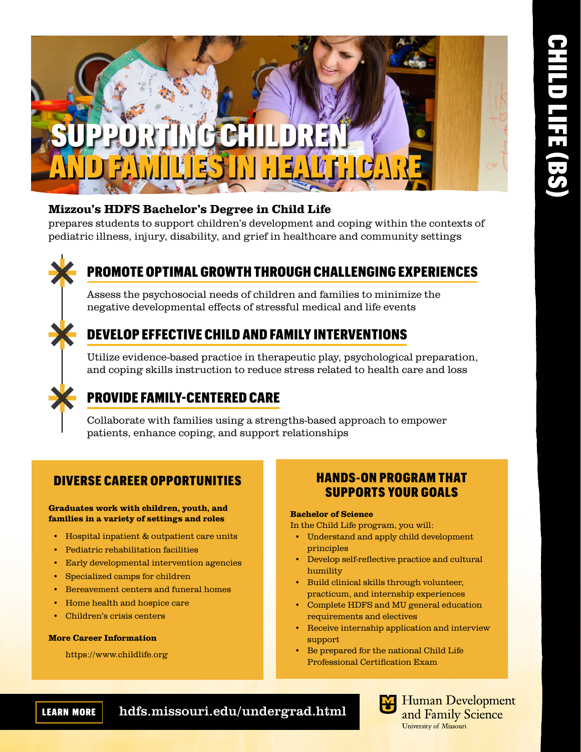# SUPPORTING CHILDREN AND FAMILIES IN HEALTHCARE

CHILD LIFE (BS)

**Mizzou's HDFS Bachelor's Degree in Child Life**
prepares students to support children's development and coping within the contexts of pediatric illness, injury, disability, and grief in healthcare and community settings

## PROMOTE OPTIMAL GROWTH THROUGH CHALLENGING EXPERIENCES

Assess the psychosocial needs of children and families to minimize the negative developmental effects of stressful medical and life events

## DEVELOP EFFECTIVE CHILD AND FAMILY INTERVENTIONS

Utilize evidence-based practice in therapeutic play, psychological preparation, and coping skills instruction to reduce stress related to health care and loss

## PROVIDE FAMILY-CENTERED CARE

Collaborate with families using a strengths-based approach to empower patients, enhance coping, and support relationships

## DIVERSE CAREER OPPORTUNITIES

**Graduates work with children, youth, and families in a variety of settings and roles**

- Hospital inpatient & outpatient care units
- Pediatric rehabilitation facilities
- Early developmental intervention agencies
- Specialized camps for children
- Bereavement centers and funeral homes
- Home health and hospice care
- Children's crisis centers

**More Career Information**

https://www.childlife.org

## HANDS-ON PROGRAM THAT SUPPORTS YOUR GOALS

**Bachelor of Science**
In the Child Life program, you will:

- Understand and apply child development principles
- Develop self-reflective practice and cultural humility
- Build clinical skills through volunteer, practicum, and internship experiences
- Complete HDFS and MU general education requirements and electives
- Receive internship application and interview support
- Be prepared for the national Child Life Professional Certification Exam

LEARN MORE hdfs.missouri.edu/undergrad.html

Human Development and Family Science
University of Missouri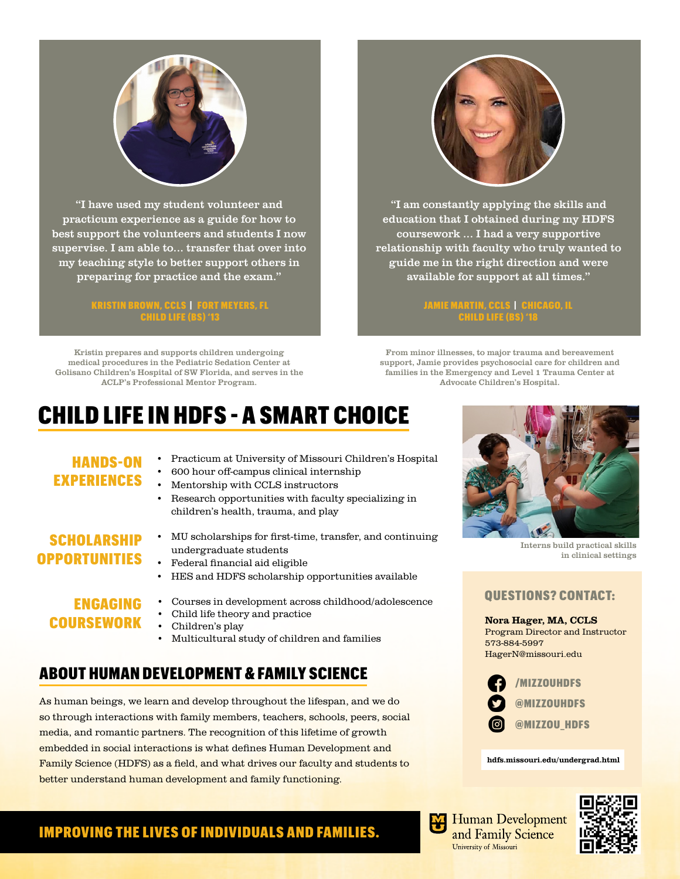"I have used my student volunteer and practicum experience as a guide for how to best support the volunteers and students I now supervise. I am able to… transfer that over into my teaching style to better support others in preparing for practice and the exam."

**KRISTIN BROWN, CCLS | FORT MEYERS, FL**
**CHILD LIFE (BS) '13**

Kristin prepares and supports children undergoing medical procedures in the Pediatric Sedation Center at Golisano Children's Hospital of SW Florida, and serves in the ACLP's Professional Mentor Program.

"I am constantly applying the skills and education that I obtained during my HDFS coursework … I had a very supportive relationship with faculty who truly wanted to guide me in the right direction and were available for support at all times."

**JAMIE MARTIN, CCLS | CHICAGO, IL**
**CHILD LIFE (BS) '18**

From minor illnesses, to major trauma and bereavement support, Jamie provides psychosocial care for children and families in the Emergency and Level 1 Trauma Center at Advocate Children's Hospital.

# CHILD LIFE IN HDFS - A SMART CHOICE

### HANDS-ON EXPERIENCES

- Practicum at University of Missouri Children's Hospital
- 600 hour off-campus clinical internship
- Mentorship with CCLS instructors
- Research opportunities with faculty specializing in children's health, trauma, and play

### SCHOLARSHIP OPPORTUNITIES

- MU scholarships for first-time, transfer, and continuing undergraduate students
- Federal financial aid eligible
- HES and HDFS scholarship opportunities available

### ENGAGING COURSEWORK

- Courses in development across childhood/adolescence
- Child life theory and practice
- Children's play
- Multicultural study of children and families

Interns build practical skills in clinical settings

## ABOUT HUMAN DEVELOPMENT & FAMILY SCIENCE

As human beings, we learn and develop throughout the lifespan, and we do so through interactions with family members, teachers, schools, peers, social media, and romantic partners. The recognition of this lifetime of growth embedded in social interactions is what defines Human Development and Family Science (HDFS) as a field, and what drives our faculty and students to better understand human development and family functioning.

### QUESTIONS? CONTACT:

**Nora Hager, MA, CCLS**
Program Director and Instructor
573-884-5997
HagerN@missouri.edu

/MIZZOUHDFS
@MIZZOUHDFS
@MIZZOU_HDFS

hdfs.missouri.edu/undergrad.html

**IMPROVING THE LIVES OF INDIVIDUALS AND FAMILIES.**

Human Development and Family Science
University of Missouri